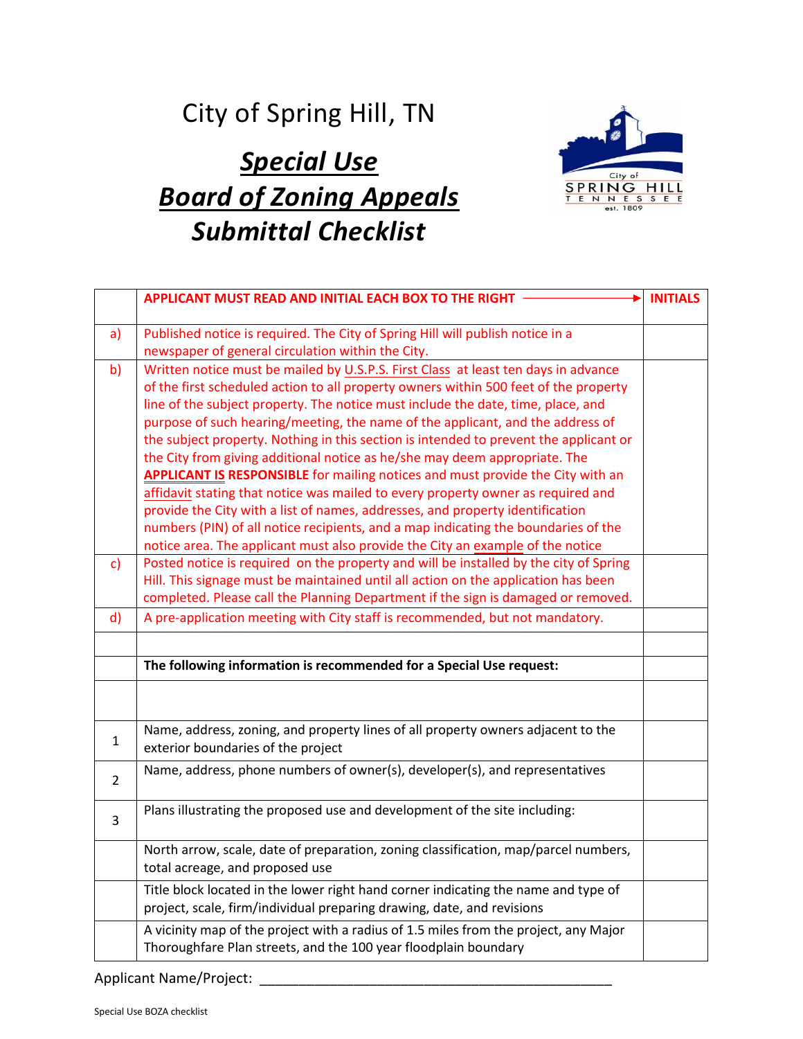# City of Spring Hill, TN

## ***Special Use***
## ***Board of Zoning Appeals***
## ***Submittal Checklist***

| | APPLICANT MUST READ AND INITIAL EACH BOX TO THE RIGHT → | INITIALS |
|---|---|---|
| a) | Published notice is required. The City of Spring Hill will publish notice in a newspaper of general circulation within the City. | |
| b) | Written notice must be mailed by U.S.P.S. First Class at least ten days in advance of the first scheduled action to all property owners within 500 feet of the property line of the subject property. The notice must include the date, time, place, and purpose of such hearing/meeting, the name of the applicant, and the address of the subject property. Nothing in this section is intended to prevent the applicant or the City from giving additional notice as he/she may deem appropriate. The **APPLICANT IS RESPONSIBLE** for mailing notices and must provide the City with an affidavit stating that notice was mailed to every property owner as required and provide the City with a list of names, addresses, and property identification numbers (PIN) of all notice recipients, and a map indicating the boundaries of the notice area. The applicant must also provide the City an example of the notice | |
| c) | Posted notice is required on the property and will be installed by the city of Spring Hill. This signage must be maintained until all action on the application has been completed. Please call the Planning Department if the sign is damaged or removed. | |
| d) | A pre-application meeting with City staff is recommended, but not mandatory. | |
| | | |
| | **The following information is recommended for a Special Use request:** | |
| | | |
| 1 | Name, address, zoning, and property lines of all property owners adjacent to the exterior boundaries of the project | |
| 2 | Name, address, phone numbers of owner(s), developer(s), and representatives | |
| 3 | Plans illustrating the proposed use and development of the site including: | |
| | North arrow, scale, date of preparation, zoning classification, map/parcel numbers, total acreage, and proposed use | |
| | Title block located in the lower right hand corner indicating the name and type of project, scale, firm/individual preparing drawing, date, and revisions | |
| | A vicinity map of the project with a radius of 1.5 miles from the project, any Major Thoroughfare Plan streets, and the 100 year floodplain boundary | |

Applicant Name/Project: _______________________________________________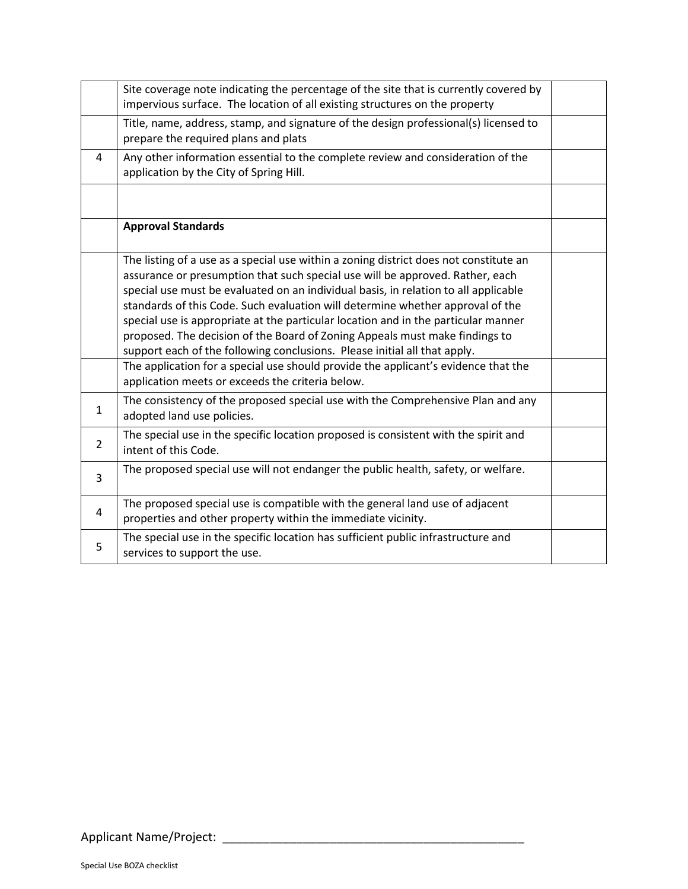| | | |
|---|---|---|
| | Site coverage note indicating the percentage of the site that is currently covered by impervious surface. The location of all existing structures on the property | |
| | Title, name, address, stamp, and signature of the design professional(s) licensed to prepare the required plans and plats | |
| 4 | Any other information essential to the complete review and consideration of the application by the City of Spring Hill. | |
| | | |
| | **Approval Standards** | |
| | The listing of a use as a special use within a zoning district does not constitute an assurance or presumption that such special use will be approved. Rather, each special use must be evaluated on an individual basis, in relation to all applicable standards of this Code. Such evaluation will determine whether approval of the special use is appropriate at the particular location and in the particular manner proposed. The decision of the Board of Zoning Appeals must make findings to support each of the following conclusions. Please initial all that apply. | |
| | The application for a special use should provide the applicant's evidence that the application meets or exceeds the criteria below. | |
| 1 | The consistency of the proposed special use with the Comprehensive Plan and any adopted land use policies. | |
| 2 | The special use in the specific location proposed is consistent with the spirit and intent of this Code. | |
| 3 | The proposed special use will not endanger the public health, safety, or welfare. | |
| 4 | The proposed special use is compatible with the general land use of adjacent properties and other property within the immediate vicinity. | |
| 5 | The special use in the specific location has sufficient public infrastructure and services to support the use. | |

Applicant Name/Project: _______________________________________________